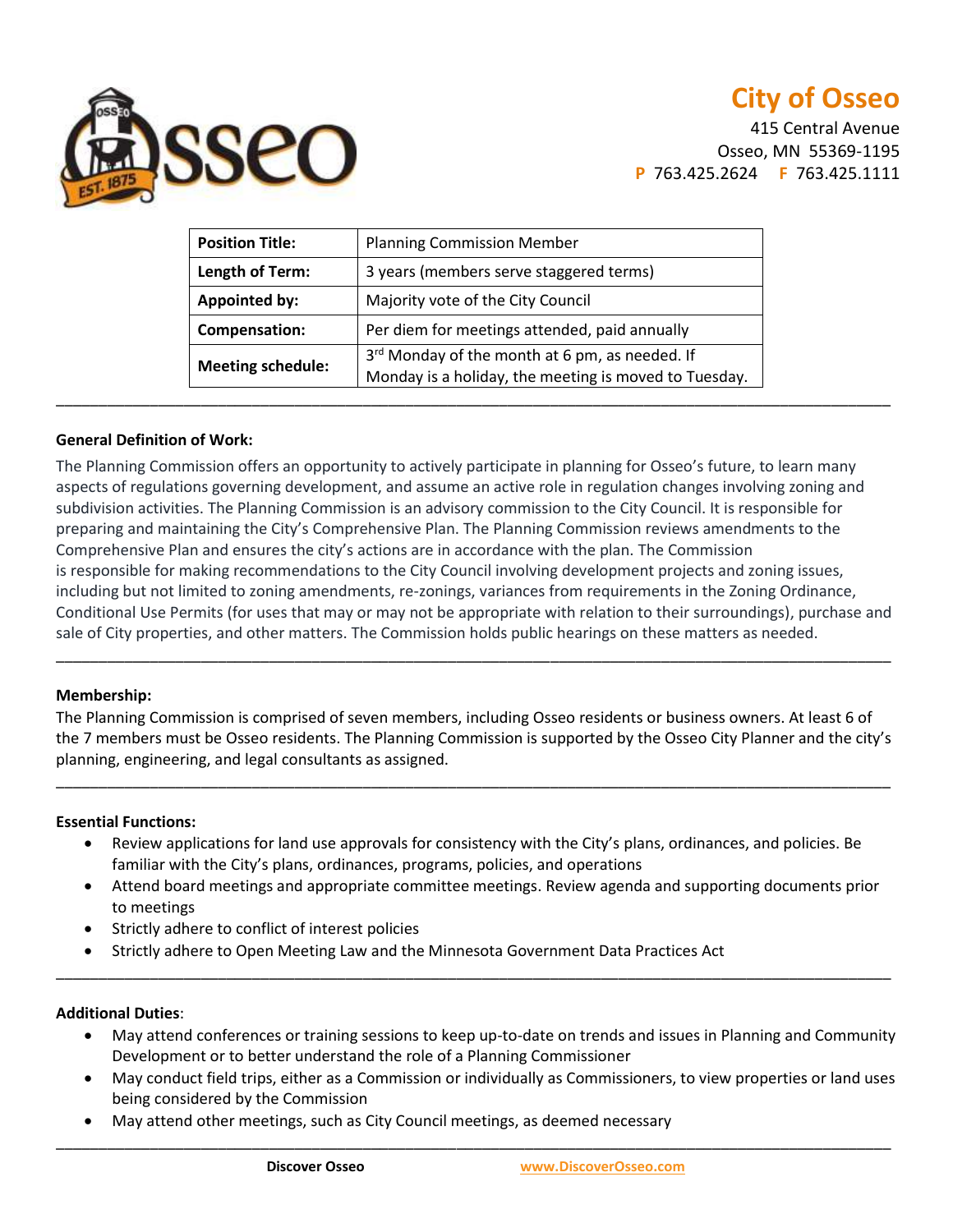# City of Osseo

415 Central Avenue
Osseo, MN 55369-1195
**P** 763.425.2624 **F** 763.425.1111

| **Position Title:** | Planning Commission Member |
|---|---|
| **Length of Term:** | 3 years (members serve staggered terms) |
| **Appointed by:** | Majority vote of the City Council |
| **Compensation:** | Per diem for meetings attended, paid annually |
| **Meeting schedule:** | 3rd Monday of the month at 6 pm, as needed. If Monday is a holiday, the meeting is moved to Tuesday. |

---

**General Definition of Work:**

The Planning Commission offers an opportunity to actively participate in planning for Osseo's future, to learn many aspects of regulations governing development, and assume an active role in regulation changes involving zoning and subdivision activities. The Planning Commission is an advisory commission to the City Council. It is responsible for preparing and maintaining the City's Comprehensive Plan. The Planning Commission reviews amendments to the Comprehensive Plan and ensures the city's actions are in accordance with the plan. The Commission is responsible for making recommendations to the City Council involving development projects and zoning issues, including but not limited to zoning amendments, re-zonings, variances from requirements in the Zoning Ordinance, Conditional Use Permits (for uses that may or may not be appropriate with relation to their surroundings), purchase and sale of City properties, and other matters. The Commission holds public hearings on these matters as needed.

---

**Membership:**

The Planning Commission is comprised of seven members, including Osseo residents or business owners. At least 6 of the 7 members must be Osseo residents. The Planning Commission is supported by the Osseo City Planner and the city's planning, engineering, and legal consultants as assigned.

---

**Essential Functions:**

- Review applications for land use approvals for consistency with the City's plans, ordinances, and policies. Be familiar with the City's plans, ordinances, programs, policies, and operations
- Attend board meetings and appropriate committee meetings. Review agenda and supporting documents prior to meetings
- Strictly adhere to conflict of interest policies
- Strictly adhere to Open Meeting Law and the Minnesota Government Data Practices Act

---

**Additional Duties**:

- May attend conferences or training sessions to keep up-to-date on trends and issues in Planning and Community Development or to better understand the role of a Planning Commissioner
- May conduct field trips, either as a Commission or individually as Commissioners, to view properties or land uses being considered by the Commission
- May attend other meetings, such as City Council meetings, as deemed necessary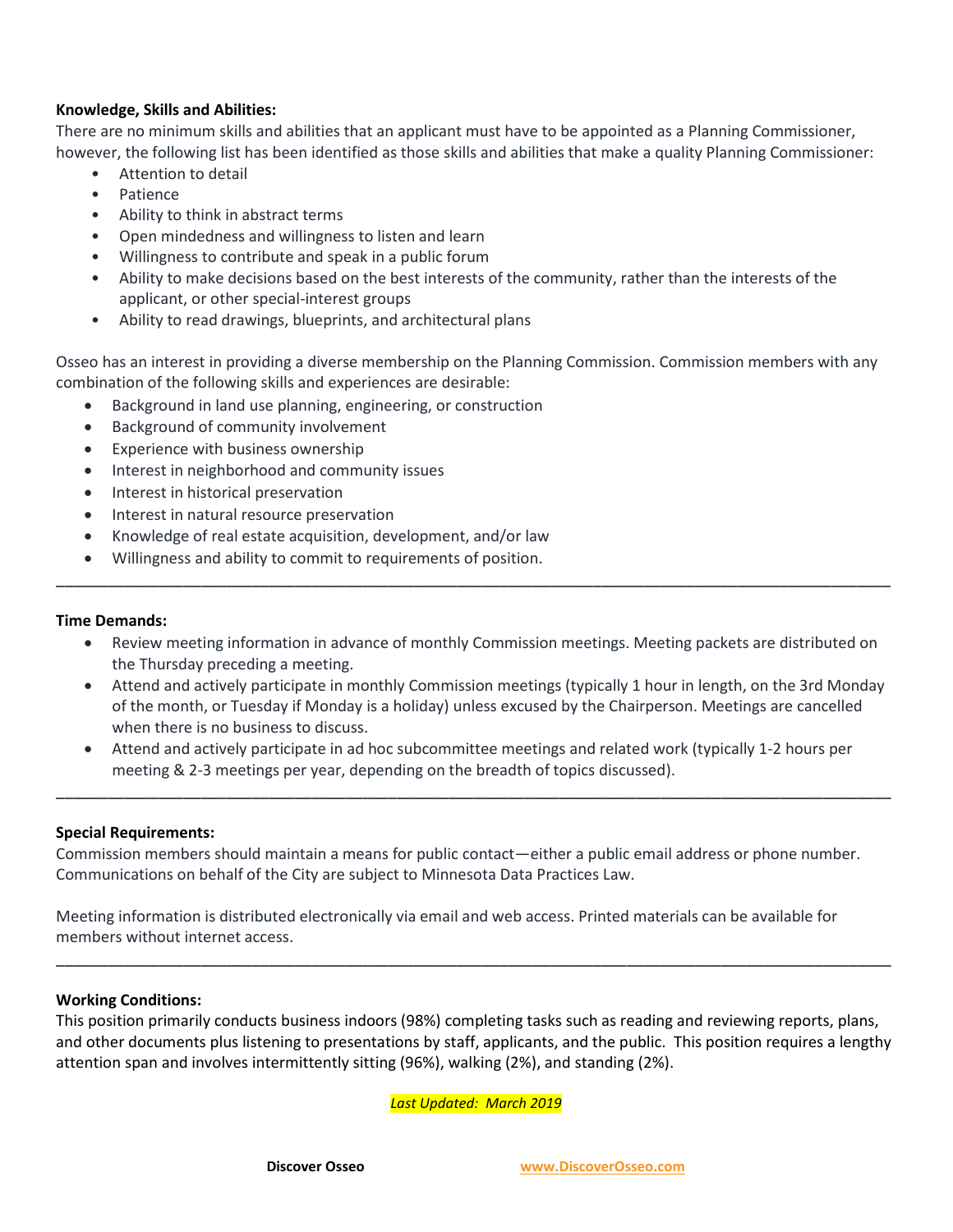**Knowledge, Skills and Abilities:**

There are no minimum skills and abilities that an applicant must have to be appointed as a Planning Commissioner, however, the following list has been identified as those skills and abilities that make a quality Planning Commissioner:

- Attention to detail
- Patience
- Ability to think in abstract terms
- Open mindedness and willingness to listen and learn
- Willingness to contribute and speak in a public forum
- Ability to make decisions based on the best interests of the community, rather than the interests of the applicant, or other special-interest groups
- Ability to read drawings, blueprints, and architectural plans

Osseo has an interest in providing a diverse membership on the Planning Commission. Commission members with any combination of the following skills and experiences are desirable:

- Background in land use planning, engineering, or construction
- Background of community involvement
- Experience with business ownership
- Interest in neighborhood and community issues
- Interest in historical preservation
- Interest in natural resource preservation
- Knowledge of real estate acquisition, development, and/or law
- Willingness and ability to commit to requirements of position.

---

**Time Demands:**

- Review meeting information in advance of monthly Commission meetings. Meeting packets are distributed on the Thursday preceding a meeting.
- Attend and actively participate in monthly Commission meetings (typically 1 hour in length, on the 3rd Monday of the month, or Tuesday if Monday is a holiday) unless excused by the Chairperson. Meetings are cancelled when there is no business to discuss.
- Attend and actively participate in ad hoc subcommittee meetings and related work (typically 1-2 hours per meeting & 2-3 meetings per year, depending on the breadth of topics discussed).

---

**Special Requirements:**

Commission members should maintain a means for public contact—either a public email address or phone number. Communications on behalf of the City are subject to Minnesota Data Practices Law.

Meeting information is distributed electronically via email and web access. Printed materials can be available for members without internet access.

---

**Working Conditions:**

This position primarily conducts business indoors (98%) completing tasks such as reading and reviewing reports, plans, and other documents plus listening to presentations by staff, applicants, and the public. This position requires a lengthy attention span and involves intermittently sitting (96%), walking (2%), and standing (2%).

*Last Updated: March 2019*